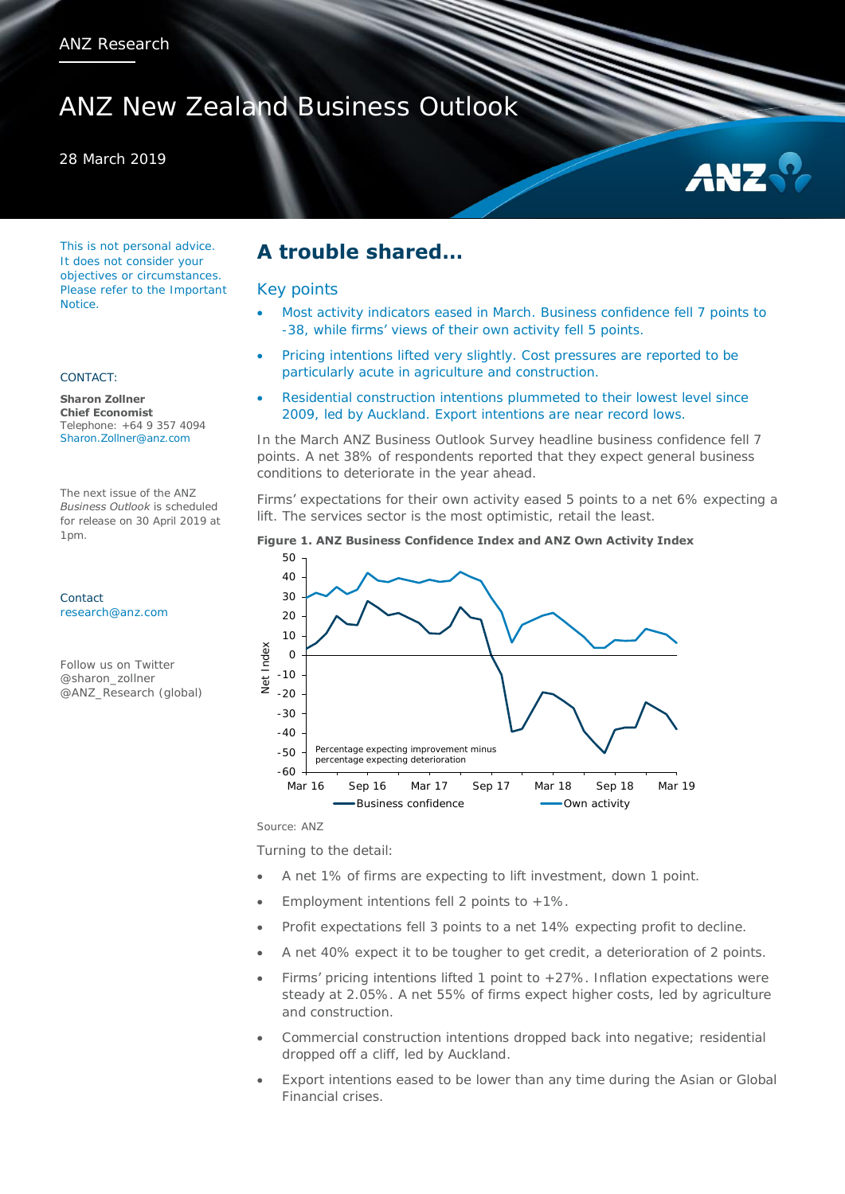ANZ Research

# ANZ New Zealand Business Outlook

28 March 2019

This is not personal advice. It does not consider your objectives or circumstances. Please refer to the Important Notice.

CONTACT:

**Sharon Zollner**
**Chief Economist**
Telephone: +64 9 357 4094
Sharon.Zollner@anz.com

The next issue of the ANZ *Business Outlook* is scheduled for release on 30 April 2019 at 1pm.

Contact
research@anz.com

Follow us on Twitter
@sharon_zollner
@ANZ_Research (global)

## A trouble shared…

### Key points

- Most activity indicators eased in March. Business confidence fell 7 points to -38, while firms' views of their own activity fell 5 points.
- Pricing intentions lifted very slightly. Cost pressures are reported to be particularly acute in agriculture and construction.
- Residential construction intentions plummeted to their lowest level since 2009, led by Auckland. Export intentions are near record lows.

In the March ANZ Business Outlook Survey headline business confidence fell 7 points. A net 38% of respondents reported that they expect general business conditions to deteriorate in the year ahead.

Firms' expectations for their own activity eased 5 points to a net 6% expecting a lift. The services sector is the most optimistic, retail the least.

**Figure 1. ANZ Business Confidence Index and ANZ Own Activity Index**

Source: ANZ

Turning to the detail:

- A net 1% of firms are expecting to lift investment, down 1 point.
- Employment intentions fell 2 points to +1%.
- Profit expectations fell 3 points to a net 14% expecting profit to decline.
- A net 40% expect it to be tougher to get credit, a deterioration of 2 points.
- Firms' pricing intentions lifted 1 point to +27%. Inflation expectations were steady at 2.05%. A net 55% of firms expect higher costs, led by agriculture and construction.
- Commercial construction intentions dropped back into negative; residential dropped off a cliff, led by Auckland.
- Export intentions eased to be lower than any time during the Asian or Global Financial crises.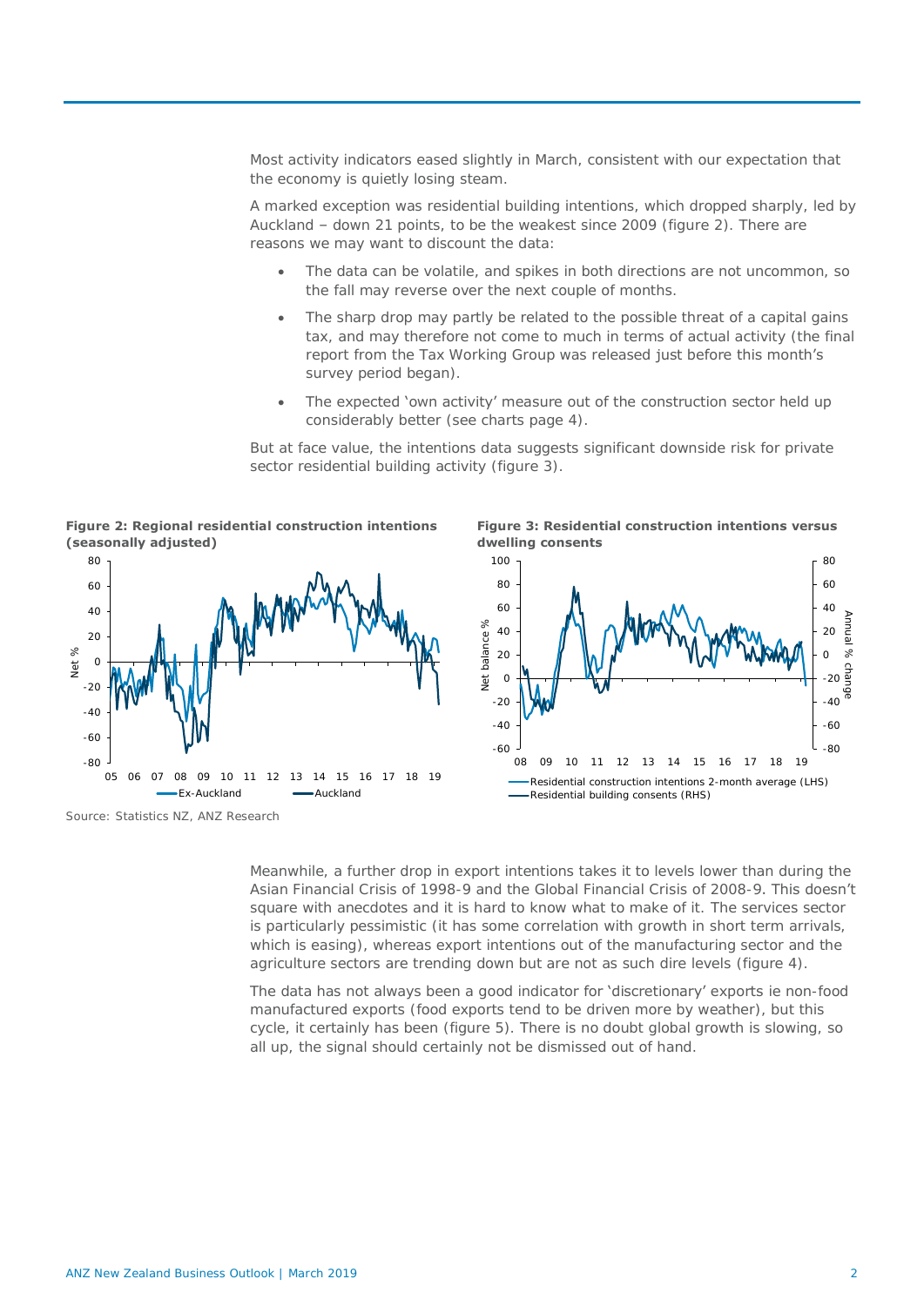Most activity indicators eased slightly in March, consistent with our expectation that the economy is quietly losing steam.

A marked exception was residential building intentions, which dropped sharply, led by Auckland – down 21 points, to be the weakest since 2009 (figure 2). There are reasons we may want to discount the data:

- The data can be volatile, and spikes in both directions are not uncommon, so the fall may reverse over the next couple of months.
- The sharp drop may partly be related to the possible threat of a capital gains tax, and may therefore not come to much in terms of actual activity (the final report from the Tax Working Group was released just before this month's survey period began).
- The expected 'own activity' measure out of the construction sector held up considerably better (see charts page 4).

But at face value, the intentions data suggests significant downside risk for private sector residential building activity (figure 3).

**Figure 2: Regional residential construction intentions (seasonally adjusted)**

**Figure 3: Residential construction intentions versus dwelling consents**

Source: Statistics NZ, ANZ Research

Meanwhile, a further drop in export intentions takes it to levels lower than during the Asian Financial Crisis of 1998-9 and the Global Financial Crisis of 2008-9. This doesn't square with anecdotes and it is hard to know what to make of it. The services sector is particularly pessimistic (it has some correlation with growth in short term arrivals, which is easing), whereas export intentions out of the manufacturing sector and the agriculture sectors are trending down but are not as such dire levels (figure 4).

The data has not always been a good indicator for 'discretionary' exports ie non-food manufactured exports (food exports tend to be driven more by weather), but this cycle, it certainly has been (figure 5). There is no doubt global growth is slowing, so all up, the signal should certainly not be dismissed out of hand.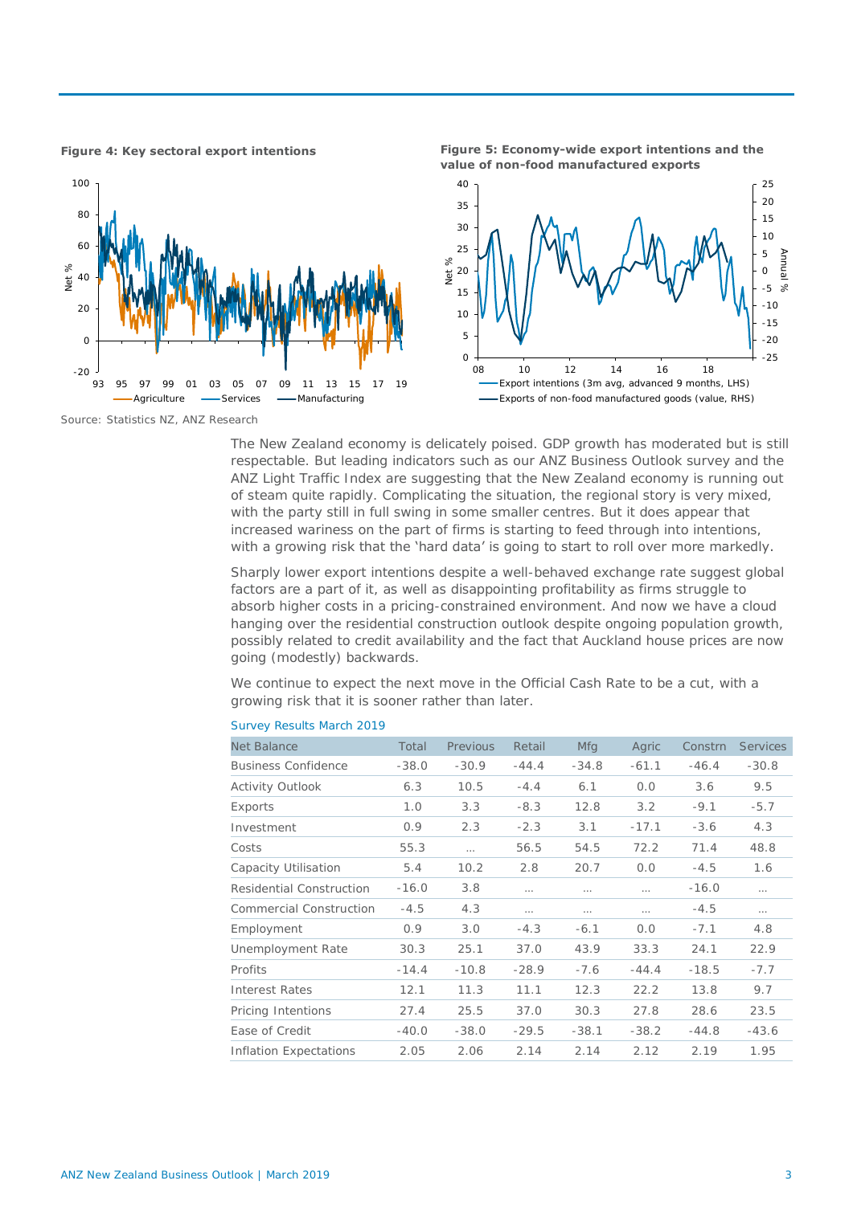**Figure 4: Key sectoral export intentions**

**Figure 5: Economy-wide export intentions and the value of non-food manufactured exports**

Source: Statistics NZ, ANZ Research

The New Zealand economy is delicately poised. GDP growth has moderated but is still respectable. But leading indicators such as our ANZ Business Outlook survey and the ANZ Light Traffic Index are suggesting that the New Zealand economy is running out of steam quite rapidly. Complicating the situation, the regional story is very mixed, with the party still in full swing in some smaller centres. But it does appear that increased wariness on the part of firms is starting to feed through into intentions, with a growing risk that the 'hard data' is going to start to roll over more markedly.

Sharply lower export intentions despite a well-behaved exchange rate suggest global factors are a part of it, as well as disappointing profitability as firms struggle to absorb higher costs in a pricing-constrained environment. And now we have a cloud hanging over the residential construction outlook despite ongoing population growth, possibly related to credit availability and the fact that Auckland house prices are now going (modestly) backwards.

We continue to expect the next move in the Official Cash Rate to be a cut, with a growing risk that it is sooner rather than later.

Survey Results March 2019

| Net Balance | Total | Previous | Retail | Mfg | Agric | Constrn | Services |
|---|---|---|---|---|---|---|---|
| Business Confidence | -38.0 | -30.9 | -44.4 | -34.8 | -61.1 | -46.4 | -30.8 |
| Activity Outlook | 6.3 | 10.5 | -4.4 | 6.1 | 0.0 | 3.6 | 9.5 |
| Exports | 1.0 | 3.3 | -8.3 | 12.8 | 3.2 | -9.1 | -5.7 |
| Investment | 0.9 | 2.3 | -2.3 | 3.1 | -17.1 | -3.6 | 4.3 |
| Costs | 55.3 | … | 56.5 | 54.5 | 72.2 | 71.4 | 48.8 |
| Capacity Utilisation | 5.4 | 10.2 | 2.8 | 20.7 | 0.0 | -4.5 | 1.6 |
| Residential Construction | -16.0 | 3.8 | … | … | … | -16.0 | … |
| Commercial Construction | -4.5 | 4.3 | … | … | … | -4.5 | … |
| Employment | 0.9 | 3.0 | -4.3 | -6.1 | 0.0 | -7.1 | 4.8 |
| Unemployment Rate | 30.3 | 25.1 | 37.0 | 43.9 | 33.3 | 24.1 | 22.9 |
| Profits | -14.4 | -10.8 | -28.9 | -7.6 | -44.4 | -18.5 | -7.7 |
| Interest Rates | 12.1 | 11.3 | 11.1 | 12.3 | 22.2 | 13.8 | 9.7 |
| Pricing Intentions | 27.4 | 25.5 | 37.0 | 30.3 | 27.8 | 28.6 | 23.5 |
| Ease of Credit | -40.0 | -38.0 | -29.5 | -38.1 | -38.2 | -44.8 | -43.6 |
| Inflation Expectations | 2.05 | 2.06 | 2.14 | 2.14 | 2.12 | 2.19 | 1.95 |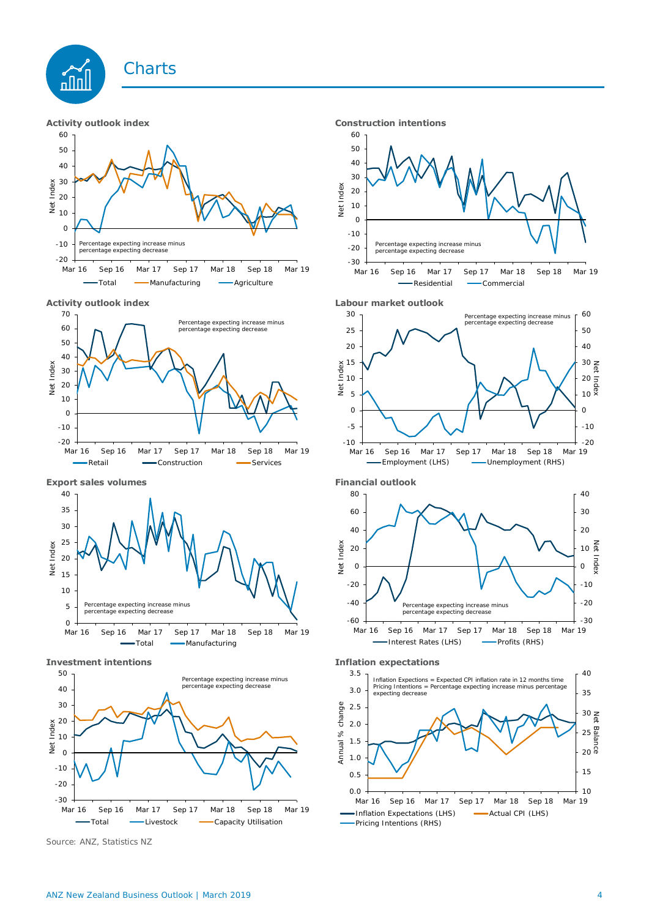# Charts

**Activity outlook index**

Percentage expecting increase minus percentage expecting decrease

Net Index

Total — Manufacturing — Agriculture

**Construction intentions**

Percentage expecting increase minus percentage expecting decrease

Net Index

Residential — Commercial

**Activity outlook index**

Percentage expecting increase minus percentage expecting decrease

Net Index

Retail — Construction — Services

**Labour market outlook**

Percentage expecting increase minus percentage expecting decrease

Net Index

Employment (LHS) — Unemployment (RHS)

**Export sales volumes**

Percentage expecting increase minus percentage expecting decrease

Net Index

Total — Manufacturing

**Financial outlook**

Percentage expecting increase minus percentage expecting decrease

Net Index

Interest Rates (LHS) — Profits (RHS)

**Investment intentions**

Percentage expecting increase minus percentage expecting decrease

Net Index

Total — Livestock — Capacity Utilisation

**Inflation expectations**

Inflation Expectations = Expected CPI inflation rate in 12 months time
Pricing Intentions = Percentage expecting increase minus percentage expecting decrease

Annual % change / Net Balance

Inflation Expectations (LHS) — Actual CPI (LHS) — Pricing Intentions (RHS)

Source: ANZ, Statistics NZ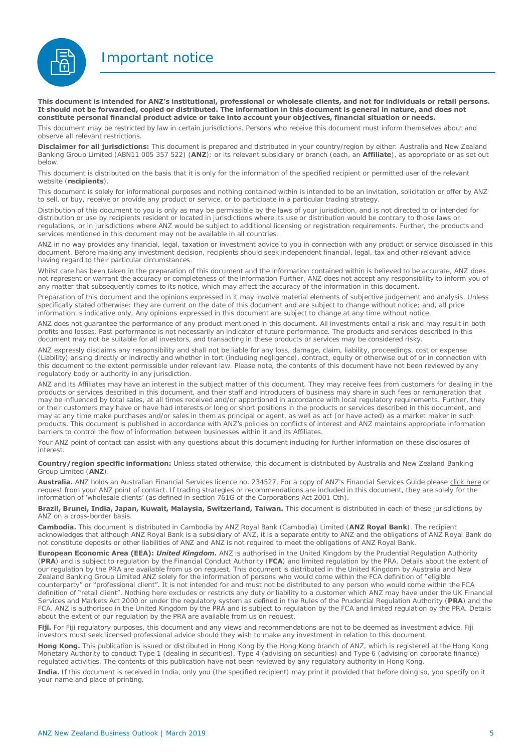# Important notice

**This document is intended for ANZ's institutional, professional or wholesale clients, and not for individuals or retail persons. It should not be forwarded, copied or distributed. The information in this document is general in nature, and does not constitute personal financial product advice or take into account your objectives, financial situation or needs.**

This document may be restricted by law in certain jurisdictions. Persons who receive this document must inform themselves about and observe all relevant restrictions.

**Disclaimer for all jurisdictions:** This document is prepared and distributed in your country/region by either: Australia and New Zealand Banking Group Limited (ABN11 005 357 522) (**ANZ**); or its relevant subsidiary or branch (each, an **Affiliate**), as appropriate or as set out below.

This document is distributed on the basis that it is only for the information of the specified recipient or permitted user of the relevant website (**recipients**).

This document is solely for informational purposes and nothing contained within is intended to be an invitation, solicitation or offer by ANZ to sell, or buy, receive or provide any product or service, or to participate in a particular trading strategy.

Distribution of this document to you is only as may be permissible by the laws of your jurisdiction, and is not directed to or intended for distribution or use by recipients resident or located in jurisdictions where its use or distribution would be contrary to those laws or regulations, or in jurisdictions where ANZ would be subject to additional licensing or registration requirements. Further, the products and services mentioned in this document may not be available in all countries.

ANZ in no way provides any financial, legal, taxation or investment advice to you in connection with any product or service discussed in this document. Before making any investment decision, recipients should seek independent financial, legal, tax and other relevant advice having regard to their particular circumstances.

Whilst care has been taken in the preparation of this document and the information contained within is believed to be accurate, ANZ does not represent or warrant the accuracy or completeness of the information Further, ANZ does not accept any responsibility to inform you of any matter that subsequently comes to its notice, which may affect the accuracy of the information in this document.

Preparation of this document and the opinions expressed in it may involve material elements of subjective judgement and analysis. Unless specifically stated otherwise: they are current on the date of this document and are subject to change without notice; and, all price information is indicative only. Any opinions expressed in this document are subject to change at any time without notice.

ANZ does not guarantee the performance of any product mentioned in this document. All investments entail a risk and may result in both profits and losses. Past performance is not necessarily an indicator of future performance. The products and services described in this document may not be suitable for all investors, and transacting in these products or services may be considered risky.

ANZ expressly disclaims any responsibility and shall not be liable for any loss, damage, claim, liability, proceedings, cost or expense (Liability) arising directly or indirectly and whether in tort (including negligence), contract, equity or otherwise out of or in connection with this document to the extent permissible under relevant law. Please note, the contents of this document have not been reviewed by any regulatory body or authority in any jurisdiction.

ANZ and its Affiliates may have an interest in the subject matter of this document. They may receive fees from customers for dealing in the products or services described in this document, and their staff and introducers of business may share in such fees or remuneration that may be influenced by total sales, at all times received and/or apportioned in accordance with local regulatory requirements. Further, they or their customers may have or have had interests or long or short positions in the products or services described in this document, and may at any time make purchases and/or sales in them as principal or agent, as well as act (or have acted) as a market maker in such products. This document is published in accordance with ANZ's policies on conflicts of interest and ANZ maintains appropriate information barriers to control the flow of information between businesses within it and its Affiliates.

Your ANZ point of contact can assist with any questions about this document including for further information on these disclosures of interest.

**Country/region specific information:** Unless stated otherwise, this document is distributed by Australia and New Zealand Banking Group Limited (**ANZ**).

**Australia.** ANZ holds an Australian Financial Services licence no. 234527. For a copy of ANZ's Financial Services Guide please click here or request from your ANZ point of contact. If trading strategies or recommendations are included in this document, they are solely for the information of 'wholesale clients' (as defined in section 761G of the Corporations Act 2001 Cth).

**Brazil, Brunei, India, Japan, Kuwait, Malaysia, Switzerland, Taiwan.** This document is distributed in each of these jurisdictions by ANZ on a cross-border basis.

**Cambodia.** This document is distributed in Cambodia by ANZ Royal Bank (Cambodia) Limited (**ANZ Royal Bank**). The recipient acknowledges that although ANZ Royal Bank is a subsidiary of ANZ, it is a separate entity to ANZ and the obligations of ANZ Royal Bank do not constitute deposits or other liabilities of ANZ and ANZ is not required to meet the obligations of ANZ Royal Bank.

**European Economic Area (EEA):** ***United Kingdom.*** ANZ is authorised in the United Kingdom by the Prudential Regulation Authority (**PRA**) and is subject to regulation by the Financial Conduct Authority (**FCA**) and limited regulation by the PRA. Details about the extent of our regulation by the PRA are available from us on request. This document is distributed in the United Kingdom by Australia and New Zealand Banking Group Limited ANZ solely for the information of persons who would come within the FCA definition of "eligible counterparty" or "professional client". It is not intended for and must not be distributed to any person who would come within the FCA definition of "retail client". Nothing here excludes or restricts any duty or liability to a customer which ANZ may have under the UK Financial Services and Markets Act 2000 or under the regulatory system as defined in the Rules of the Prudential Regulation Authority (**PRA**) and the FCA. ANZ is authorised in the United Kingdom by the PRA and is subject to regulation by the FCA and limited regulation by the PRA. Details about the extent of our regulation by the PRA are available from us on request.

**Fiji.** For Fiji regulatory purposes, this document and any views and recommendations are not to be deemed as investment advice. Fiji investors must seek licensed professional advice should they wish to make any investment in relation to this document.

**Hong Kong.** This publication is issued or distributed in Hong Kong by the Hong Kong branch of ANZ, which is registered at the Hong Kong Monetary Authority to conduct Type 1 (dealing in securities), Type 4 (advising on securities) and Type 6 (advising on corporate finance) regulated activities. The contents of this publication have not been reviewed by any regulatory authority in Hong Kong.

**India.** If this document is received in India, only you (the specified recipient) may print it provided that before doing so, you specify on it your name and place of printing.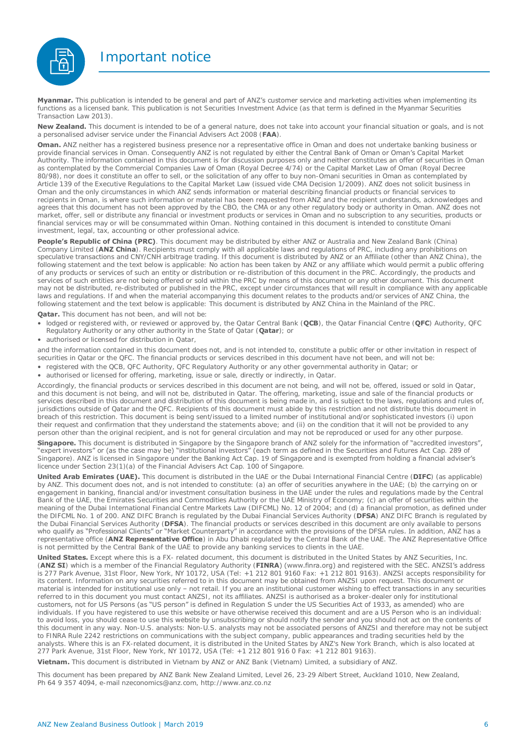# Important notice

**Myanmar.** This publication is intended to be general and part of ANZ's customer service and marketing activities when implementing its functions as a licensed bank. This publication is not Securities Investment Advice (as that term is defined in the Myanmar Securities Transaction Law 2013).

**New Zealand.** This document is intended to be of a general nature, does not take into account your financial situation or goals, and is not a personalised adviser service under the Financial Advisers Act 2008 (**FAA**).

**Oman.** ANZ neither has a registered business presence nor a representative office in Oman and does not undertake banking business or provide financial services in Oman. Consequently ANZ is not regulated by either the Central Bank of Oman or Oman's Capital Market Authority. The information contained in this document is for discussion purposes only and neither constitutes an offer of securities in Oman as contemplated by the Commercial Companies Law of Oman (Royal Decree 4/74) or the Capital Market Law of Oman (Royal Decree 80/98), nor does it constitute an offer to sell, or the solicitation of any offer to buy non-Omani securities in Oman as contemplated by Article 139 of the Executive Regulations to the Capital Market Law (issued vide CMA Decision 1/2009). ANZ does not solicit business in Oman and the only circumstances in which ANZ sends information or material describing financial products or financial services to recipients in Oman, is where such information or material has been requested from ANZ and the recipient understands, acknowledges and agrees that this document has not been approved by the CBO, the CMA or any other regulatory body or authority in Oman. ANZ does not market, offer, sell or distribute any financial or investment products or services in Oman and no subscription to any securities, products or financial services may or will be consummated within Oman. Nothing contained in this document is intended to constitute Omani investment, legal, tax, accounting or other professional advice.

**People's Republic of China (PRC)**. This document may be distributed by either ANZ or Australia and New Zealand Bank (China) Company Limited (**ANZ China**). Recipients must comply with all applicable laws and regulations of PRC, including any prohibitions on speculative transactions and CNY/CNH arbitrage trading. If this document is distributed by ANZ or an Affiliate (other than ANZ China), the following statement and the text below is applicable: No action has been taken by ANZ or any affiliate which would permit a public offering of any products or services of such an entity or distribution or re-distribution of this document in the PRC. Accordingly, the products and services of such entities are not being offered or sold within the PRC by means of this document or any other document. This document may not be distributed, re-distributed or published in the PRC, except under circumstances that will result in compliance with any applicable laws and regulations. If and when the material accompanying this document relates to the products and/or services of ANZ China, the following statement and the text below is applicable: This document is distributed by ANZ China in the Mainland of the PRC.

**Qatar.** This document has not been, and will not be:

- lodged or registered with, or reviewed or approved by, the Qatar Central Bank (**QCB**), the Qatar Financial Centre (**QFC**) Authority, QFC Regulatory Authority or any other authority in the State of Qatar (**Qatar**); or
- authorised or licensed for distribution in Qatar,

and the information contained in this document does not, and is not intended to, constitute a public offer or other invitation in respect of securities in Qatar or the QFC. The financial products or services described in this document have not been, and will not be:

- registered with the QCB, QFC Authority, QFC Regulatory Authority or any other governmental authority in Qatar; or
- authorised or licensed for offering, marketing, issue or sale, directly or indirectly, in Qatar.

Accordingly, the financial products or services described in this document are not being, and will not be, offered, issued or sold in Qatar, and this document is not being, and will not be, distributed in Qatar. The offering, marketing, issue and sale of the financial products or services described in this document and distribution of this document is being made in, and is subject to the laws, regulations and rules of, jurisdictions outside of Qatar and the QFC. Recipients of this document must abide by this restriction and not distribute this document in breach of this restriction. This document is being sent/issued to a limited number of institutional and/or sophisticated investors (i) upon their request and confirmation that they understand the statements above; and (ii) on the condition that it will not be provided to any person other than the original recipient, and is not for general circulation and may not be reproduced or used for any other purpose.

**Singapore.** This document is distributed in Singapore by the Singapore branch of ANZ solely for the information of "accredited investors", "expert investors" or (as the case may be) "institutional investors" (each term as defined in the Securities and Futures Act Cap. 289 of Singapore). ANZ is licensed in Singapore under the Banking Act Cap. 19 of Singapore and is exempted from holding a financial adviser's licence under Section 23(1)(a) of the Financial Advisers Act Cap. 100 of Singapore.

**United Arab Emirates (UAE).** This document is distributed in the UAE or the Dubai International Financial Centre (**DIFC**) (as applicable) by ANZ. This document does not, and is not intended to constitute: (a) an offer of securities anywhere in the UAE; (b) the carrying on or engagement in banking, financial and/or investment consultation business in the UAE under the rules and regulations made by the Central Bank of the UAE, the Emirates Securities and Commodities Authority or the UAE Ministry of Economy; (c) an offer of securities within the meaning of the Dubai International Financial Centre Markets Law (DIFCML) No. 12 of 2004; and (d) a financial promotion, as defined under the DIFCML No. 1 of 200. ANZ DIFC Branch is regulated by the Dubai Financial Services Authority (**DFSA**) ANZ DIFC Branch is regulated by the Dubai Financial Services Authority (**DFSA**). The financial products or services described in this document are only available to persons who qualify as "Professional Clients" or "Market Counterparty" in accordance with the provisions of the DFSA rules. In addition, ANZ has a representative office (**ANZ Representative Office**) in Abu Dhabi regulated by the Central Bank of the UAE. The ANZ Representative Office is not permitted by the Central Bank of the UAE to provide any banking services to clients in the UAE.

**United States.** Except where this is a FX- related document, this document is distributed in the United States by ANZ Securities, Inc. (**ANZ SI**) which is a member of the Financial Regulatory Authority (**FINRA**) (www.finra.org) and registered with the SEC. ANZSI's address is 277 Park Avenue, 31st Floor, New York, NY 10172, USA (Tel: +1 212 801 9160 Fax: +1 212 801 9163). ANZSI accepts responsibility for its content. Information on any securities referred to in this document may be obtained from ANZSI upon request. This document or material is intended for institutional use only – not retail. If you are an institutional customer wishing to effect transactions in any securities referred to in this document you must contact ANZSI, not its affiliates. ANZSI is authorised as a broker-dealer only for institutional customers, not for US Persons (as "US person" is defined in Regulation S under the US Securities Act of 1933, as amended) who are individuals. If you have registered to use this website or have otherwise received this document and are a US Person who is an individual: to avoid loss, you should cease to use this website by unsubscribing or should notify the sender and you should not act on the contents of this document in any way. Non-U.S. analysts: Non-U.S. analysts may not be associated persons of ANZSI and therefore may not be subject to FINRA Rule 2242 restrictions on communications with the subject company, public appearances and trading securities held by the analysts. Where this is an FX-related document, it is distributed in the United States by ANZ's New York Branch, which is also located at 277 Park Avenue, 31st Floor, New York, NY 10172, USA (Tel: +1 212 801 916 0 Fax: +1 212 801 9163).

**Vietnam.** This document is distributed in Vietnam by ANZ or ANZ Bank (Vietnam) Limited, a subsidiary of ANZ.

This document has been prepared by ANZ Bank New Zealand Limited, Level 26, 23-29 Albert Street, Auckland 1010, New Zealand, Ph 64 9 357 4094, e-mail nzeconomics@anz.com, http://www.anz.co.nz